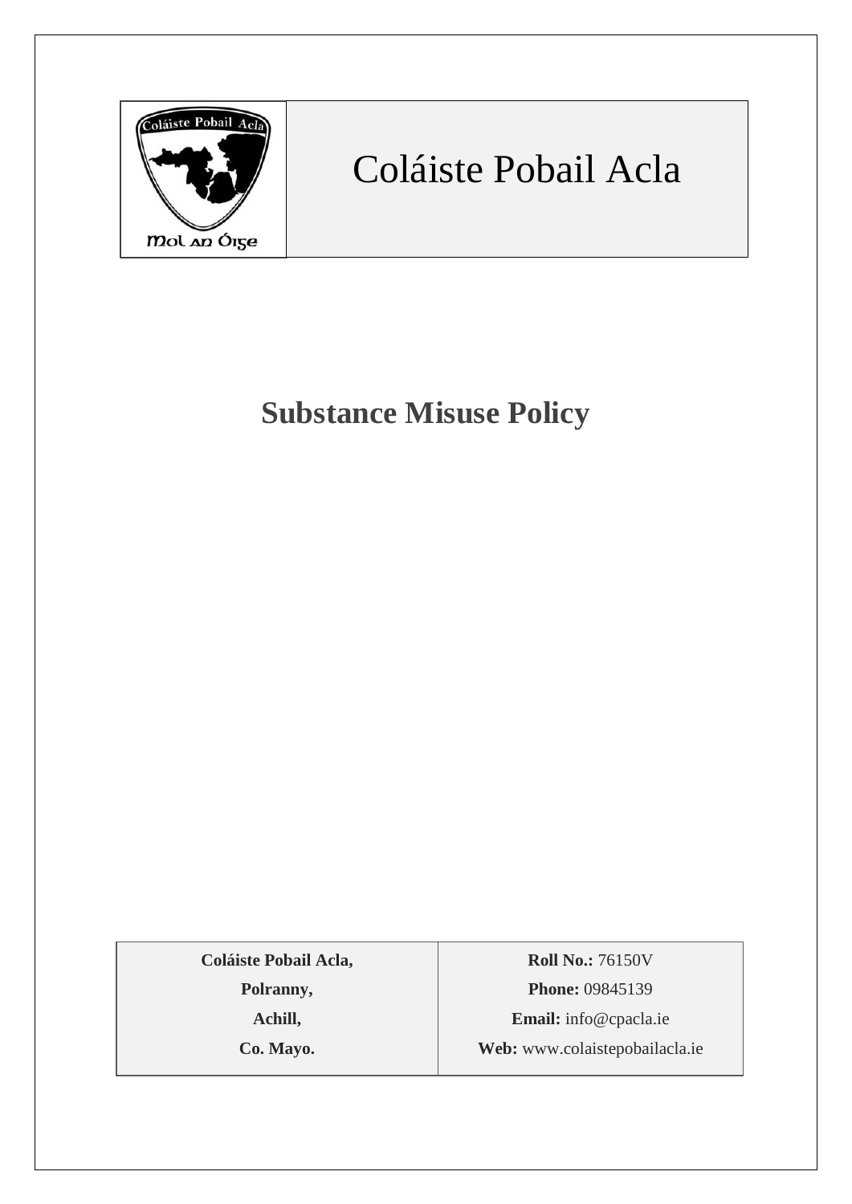# Coláiste Pobail Acla

## Substance Misuse Policy

| Coláiste Pobail Acla, | Roll No.: 76150V |
|---|---|
| Polranny, | Phone: 09845139 |
| Achill, | Email: info@cpacla.ie |
| Co. Mayo. | Web: www.colaistepobailacla.ie |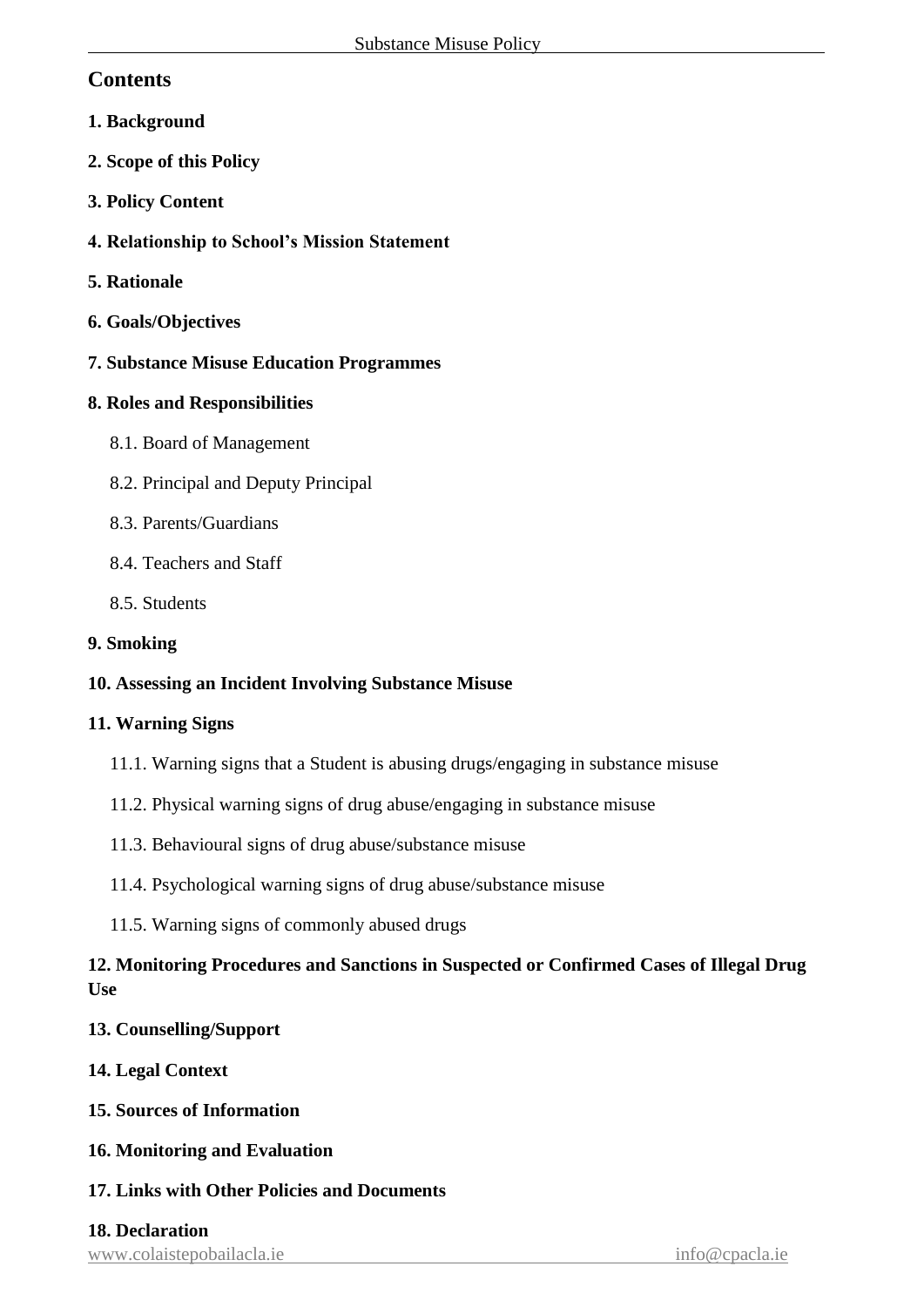## Contents

**1. Background**

**2. Scope of this Policy**

**3. Policy Content**

**4. Relationship to School's Mission Statement**

**5. Rationale**

**6. Goals/Objectives**

**7. Substance Misuse Education Programmes**

**8. Roles and Responsibilities**

- 8.1. Board of Management
- 8.2. Principal and Deputy Principal
- 8.3. Parents/Guardians
- 8.4. Teachers and Staff
- 8.5. Students

**9. Smoking**

**10. Assessing an Incident Involving Substance Misuse**

**11. Warning Signs**

- 11.1. Warning signs that a Student is abusing drugs/engaging in substance misuse
- 11.2. Physical warning signs of drug abuse/engaging in substance misuse
- 11.3. Behavioural signs of drug abuse/substance misuse
- 11.4. Psychological warning signs of drug abuse/substance misuse
- 11.5. Warning signs of commonly abused drugs

**12. Monitoring Procedures and Sanctions in Suspected or Confirmed Cases of Illegal Drug Use**

**13. Counselling/Support**

**14. Legal Context**

**15. Sources of Information**

**16. Monitoring and Evaluation**

**17. Links with Other Policies and Documents**

**18. Declaration**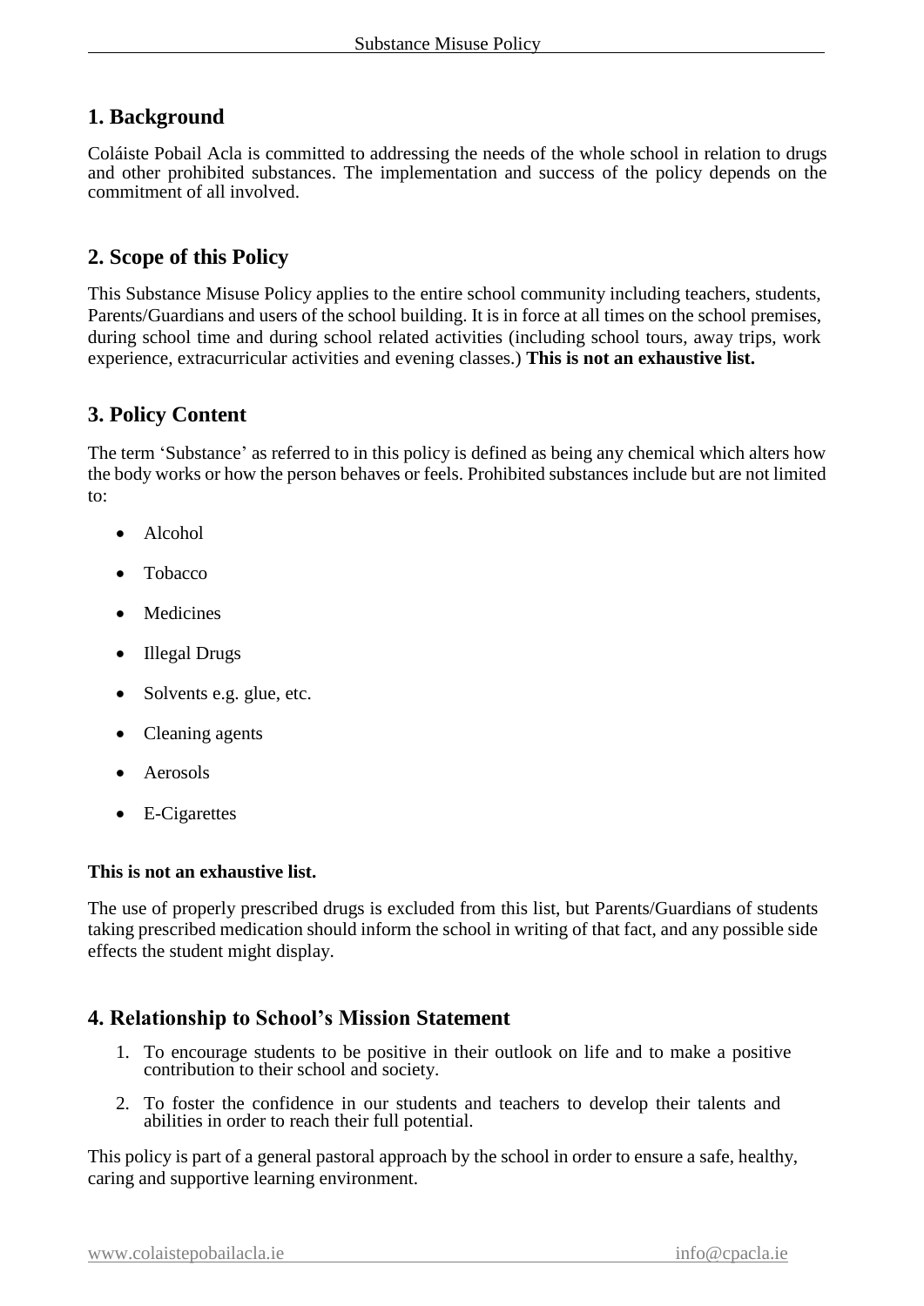## 1. Background

Coláiste Pobail Acla is committed to addressing the needs of the whole school in relation to drugs and other prohibited substances. The implementation and success of the policy depends on the commitment of all involved.

## 2. Scope of this Policy

This Substance Misuse Policy applies to the entire school community including teachers, students, Parents/Guardians and users of the school building. It is in force at all times on the school premises, during school time and during school related activities (including school tours, away trips, work experience, extracurricular activities and evening classes.) **This is not an exhaustive list.**

## 3. Policy Content

The term 'Substance' as referred to in this policy is defined as being any chemical which alters how the body works or how the person behaves or feels. Prohibited substances include but are not limited to:

- Alcohol
- Tobacco
- Medicines
- Illegal Drugs
- Solvents e.g. glue, etc.
- Cleaning agents
- Aerosols
- E-Cigarettes

**This is not an exhaustive list.**

The use of properly prescribed drugs is excluded from this list, but Parents/Guardians of students taking prescribed medication should inform the school in writing of that fact, and any possible side effects the student might display.

## 4. Relationship to School's Mission Statement

1. To encourage students to be positive in their outlook on life and to make a positive contribution to their school and society.
2. To foster the confidence in our students and teachers to develop their talents and abilities in order to reach their full potential.

This policy is part of a general pastoral approach by the school in order to ensure a safe, healthy, caring and supportive learning environment.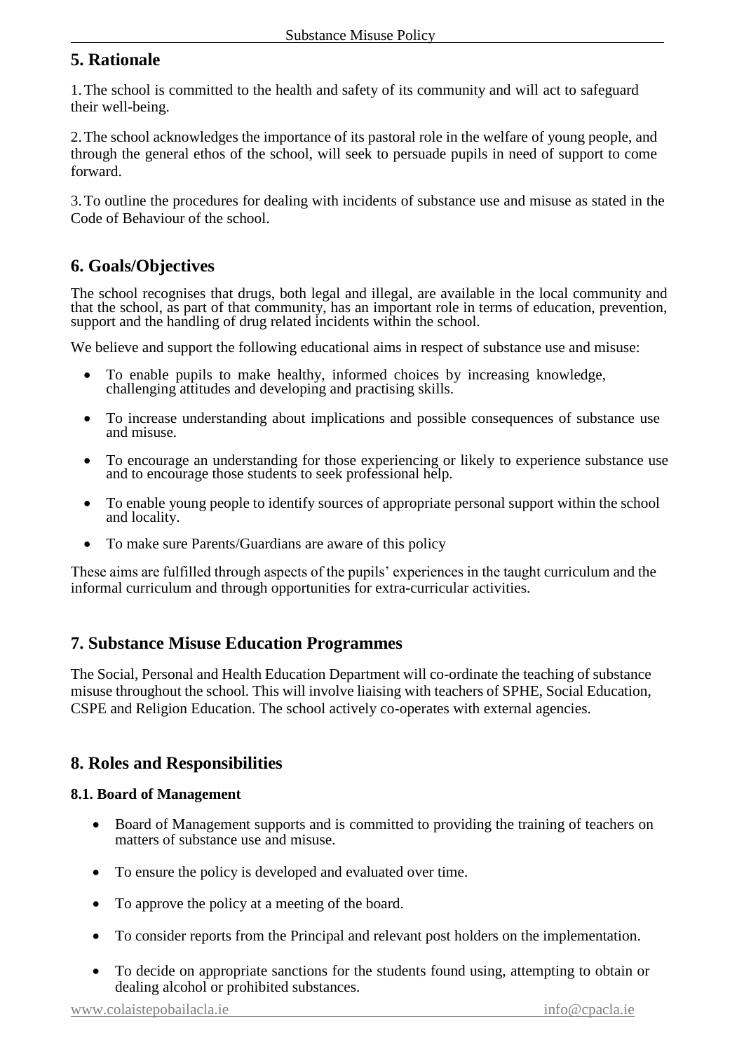## 5. Rationale

1. The school is committed to the health and safety of its community and will act to safeguard their well-being.

2. The school acknowledges the importance of its pastoral role in the welfare of young people, and through the general ethos of the school, will seek to persuade pupils in need of support to come forward.

3. To outline the procedures for dealing with incidents of substance use and misuse as stated in the Code of Behaviour of the school.

## 6. Goals/Objectives

The school recognises that drugs, both legal and illegal, are available in the local community and that the school, as part of that community, has an important role in terms of education, prevention, support and the handling of drug related incidents within the school.

We believe and support the following educational aims in respect of substance use and misuse:

- To enable pupils to make healthy, informed choices by increasing knowledge, challenging attitudes and developing and practising skills.
- To increase understanding about implications and possible consequences of substance use and misuse.
- To encourage an understanding for those experiencing or likely to experience substance use and to encourage those students to seek professional help.
- To enable young people to identify sources of appropriate personal support within the school and locality.
- To make sure Parents/Guardians are aware of this policy

These aims are fulfilled through aspects of the pupils' experiences in the taught curriculum and the informal curriculum and through opportunities for extra-curricular activities.

## 7. Substance Misuse Education Programmes

The Social, Personal and Health Education Department will co-ordinate the teaching of substance misuse throughout the school. This will involve liaising with teachers of SPHE, Social Education, CSPE and Religion Education. The school actively co-operates with external agencies.

## 8. Roles and Responsibilities

### 8.1. Board of Management

- Board of Management supports and is committed to providing the training of teachers on matters of substance use and misuse.
- To ensure the policy is developed and evaluated over time.
- To approve the policy at a meeting of the board.
- To consider reports from the Principal and relevant post holders on the implementation.
- To decide on appropriate sanctions for the students found using, attempting to obtain or dealing alcohol or prohibited substances.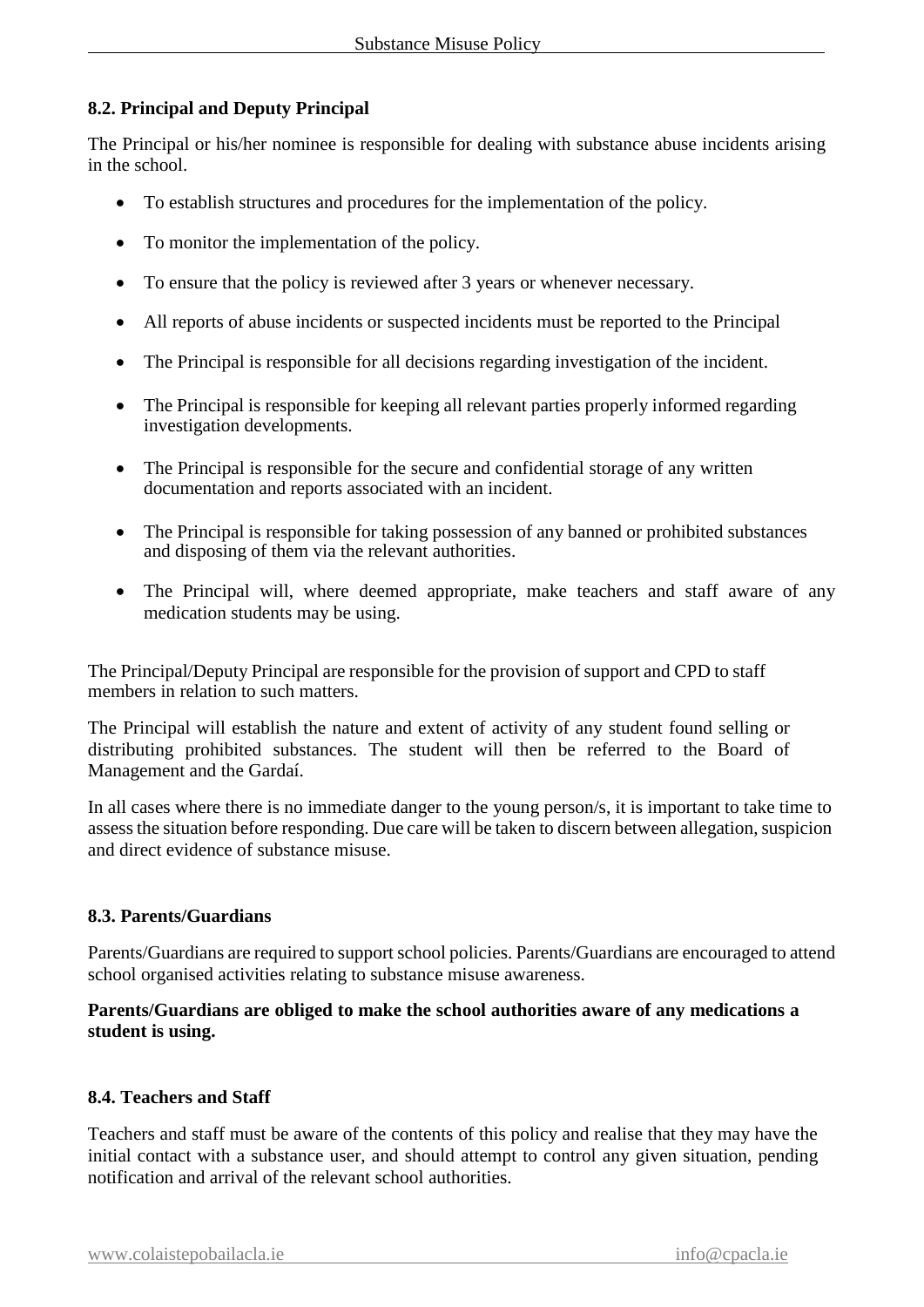### 8.2. Principal and Deputy Principal

The Principal or his/her nominee is responsible for dealing with substance abuse incidents arising in the school.

- To establish structures and procedures for the implementation of the policy.
- To monitor the implementation of the policy.
- To ensure that the policy is reviewed after 3 years or whenever necessary.
- All reports of abuse incidents or suspected incidents must be reported to the Principal
- The Principal is responsible for all decisions regarding investigation of the incident.
- The Principal is responsible for keeping all relevant parties properly informed regarding investigation developments.
- The Principal is responsible for the secure and confidential storage of any written documentation and reports associated with an incident.
- The Principal is responsible for taking possession of any banned or prohibited substances and disposing of them via the relevant authorities.
- The Principal will, where deemed appropriate, make teachers and staff aware of any medication students may be using.

The Principal/Deputy Principal are responsible for the provision of support and CPD to staff members in relation to such matters.

The Principal will establish the nature and extent of activity of any student found selling or distributing prohibited substances. The student will then be referred to the Board of Management and the Gardaí.

In all cases where there is no immediate danger to the young person/s, it is important to take time to assess the situation before responding. Due care will be taken to discern between allegation, suspicion and direct evidence of substance misuse.

### 8.3. Parents/Guardians

Parents/Guardians are required to support school policies. Parents/Guardians are encouraged to attend school organised activities relating to substance misuse awareness.

**Parents/Guardians are obliged to make the school authorities aware of any medications a student is using.**

### 8.4. Teachers and Staff

Teachers and staff must be aware of the contents of this policy and realise that they may have the initial contact with a substance user, and should attempt to control any given situation, pending notification and arrival of the relevant school authorities.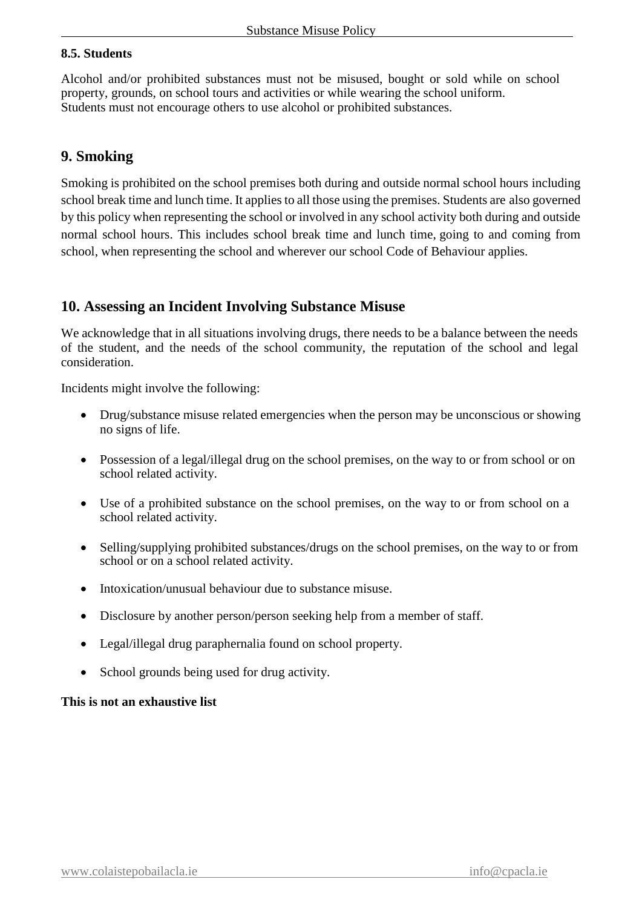#### 8.5. Students

Alcohol and/or prohibited substances must not be misused, bought or sold while on school property, grounds, on school tours and activities or while wearing the school uniform.
Students must not encourage others to use alcohol or prohibited substances.

## 9. Smoking

Smoking is prohibited on the school premises both during and outside normal school hours including school break time and lunch time. It applies to all those using the premises. Students are also governed by this policy when representing the school or involved in any school activity both during and outside normal school hours. This includes school break time and lunch time, going to and coming from school, when representing the school and wherever our school Code of Behaviour applies.

## 10. Assessing an Incident Involving Substance Misuse

We acknowledge that in all situations involving drugs, there needs to be a balance between the needs of the student, and the needs of the school community, the reputation of the school and legal consideration.

Incidents might involve the following:

- Drug/substance misuse related emergencies when the person may be unconscious or showing no signs of life.
- Possession of a legal/illegal drug on the school premises, on the way to or from school or on school related activity.
- Use of a prohibited substance on the school premises, on the way to or from school on a school related activity.
- Selling/supplying prohibited substances/drugs on the school premises, on the way to or from school or on a school related activity.
- Intoxication/unusual behaviour due to substance misuse.
- Disclosure by another person/person seeking help from a member of staff.
- Legal/illegal drug paraphernalia found on school property.
- School grounds being used for drug activity.

**This is not an exhaustive list**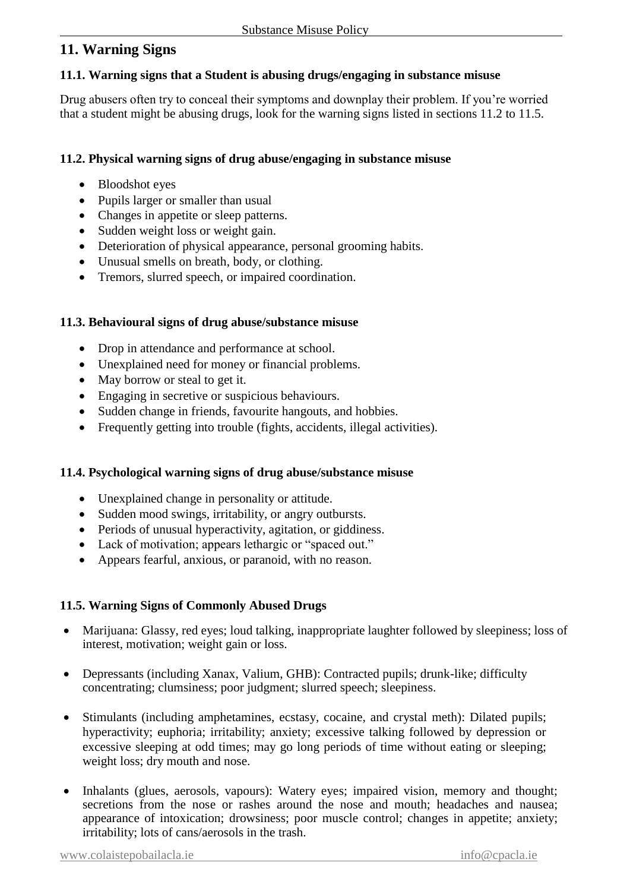## 11. Warning Signs

### 11.1. Warning signs that a Student is abusing drugs/engaging in substance misuse

Drug abusers often try to conceal their symptoms and downplay their problem. If you're worried that a student might be abusing drugs, look for the warning signs listed in sections 11.2 to 11.5.

### 11.2. Physical warning signs of drug abuse/engaging in substance misuse

- Bloodshot eyes
- Pupils larger or smaller than usual
- Changes in appetite or sleep patterns.
- Sudden weight loss or weight gain.
- Deterioration of physical appearance, personal grooming habits.
- Unusual smells on breath, body, or clothing.
- Tremors, slurred speech, or impaired coordination.

### 11.3. Behavioural signs of drug abuse/substance misuse

- Drop in attendance and performance at school.
- Unexplained need for money or financial problems.
- May borrow or steal to get it.
- Engaging in secretive or suspicious behaviours.
- Sudden change in friends, favourite hangouts, and hobbies.
- Frequently getting into trouble (fights, accidents, illegal activities).

### 11.4. Psychological warning signs of drug abuse/substance misuse

- Unexplained change in personality or attitude.
- Sudden mood swings, irritability, or angry outbursts.
- Periods of unusual hyperactivity, agitation, or giddiness.
- Lack of motivation; appears lethargic or "spaced out."
- Appears fearful, anxious, or paranoid, with no reason.

### 11.5. Warning Signs of Commonly Abused Drugs

- Marijuana: Glassy, red eyes; loud talking, inappropriate laughter followed by sleepiness; loss of interest, motivation; weight gain or loss.
- Depressants (including Xanax, Valium, GHB): Contracted pupils; drunk-like; difficulty concentrating; clumsiness; poor judgment; slurred speech; sleepiness.
- Stimulants (including amphetamines, ecstasy, cocaine, and crystal meth): Dilated pupils; hyperactivity; euphoria; irritability; anxiety; excessive talking followed by depression or excessive sleeping at odd times; may go long periods of time without eating or sleeping; weight loss; dry mouth and nose.
- Inhalants (glues, aerosols, vapours): Watery eyes; impaired vision, memory and thought; secretions from the nose or rashes around the nose and mouth; headaches and nausea; appearance of intoxication; drowsiness; poor muscle control; changes in appetite; anxiety; irritability; lots of cans/aerosols in the trash.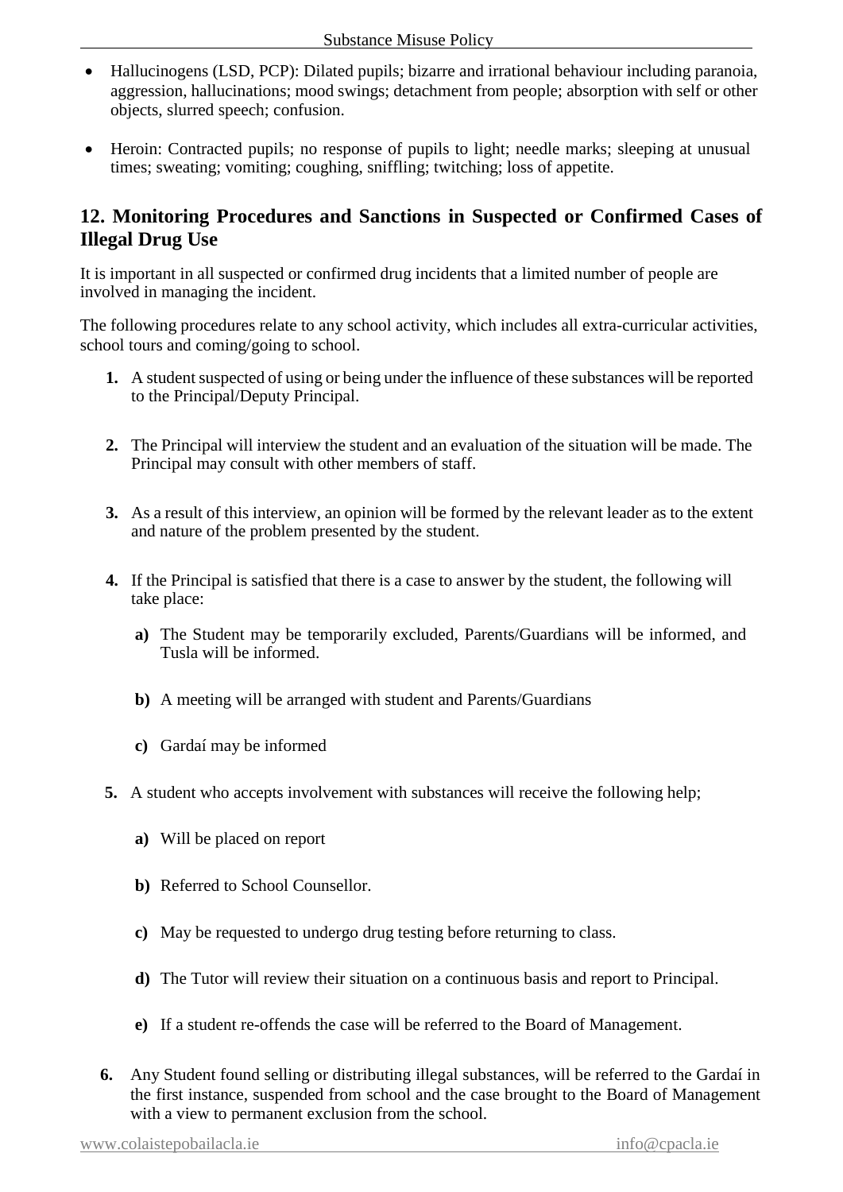- Hallucinogens (LSD, PCP): Dilated pupils; bizarre and irrational behaviour including paranoia, aggression, hallucinations; mood swings; detachment from people; absorption with self or other objects, slurred speech; confusion.

- Heroin: Contracted pupils; no response of pupils to light; needle marks; sleeping at unusual times; sweating; vomiting; coughing, sniffling; twitching; loss of appetite.

## 12. Monitoring Procedures and Sanctions in Suspected or Confirmed Cases of Illegal Drug Use

It is important in all suspected or confirmed drug incidents that a limited number of people are involved in managing the incident.

The following procedures relate to any school activity, which includes all extra-curricular activities, school tours and coming/going to school.

1. A student suspected of using or being under the influence of these substances will be reported to the Principal/Deputy Principal.

2. The Principal will interview the student and an evaluation of the situation will be made. The Principal may consult with other members of staff.

3. As a result of this interview, an opinion will be formed by the relevant leader as to the extent and nature of the problem presented by the student.

4. If the Principal is satisfied that there is a case to answer by the student, the following will take place:

   a) The Student may be temporarily excluded, Parents/Guardians will be informed, and Tusla will be informed.

   b) A meeting will be arranged with student and Parents/Guardians

   c) Gardaí may be informed

5. A student who accepts involvement with substances will receive the following help;

   a) Will be placed on report

   b) Referred to School Counsellor.

   c) May be requested to undergo drug testing before returning to class.

   d) The Tutor will review their situation on a continuous basis and report to Principal.

   e) If a student re-offends the case will be referred to the Board of Management.

6. Any Student found selling or distributing illegal substances, will be referred to the Gardaí in the first instance, suspended from school and the case brought to the Board of Management with a view to permanent exclusion from the school.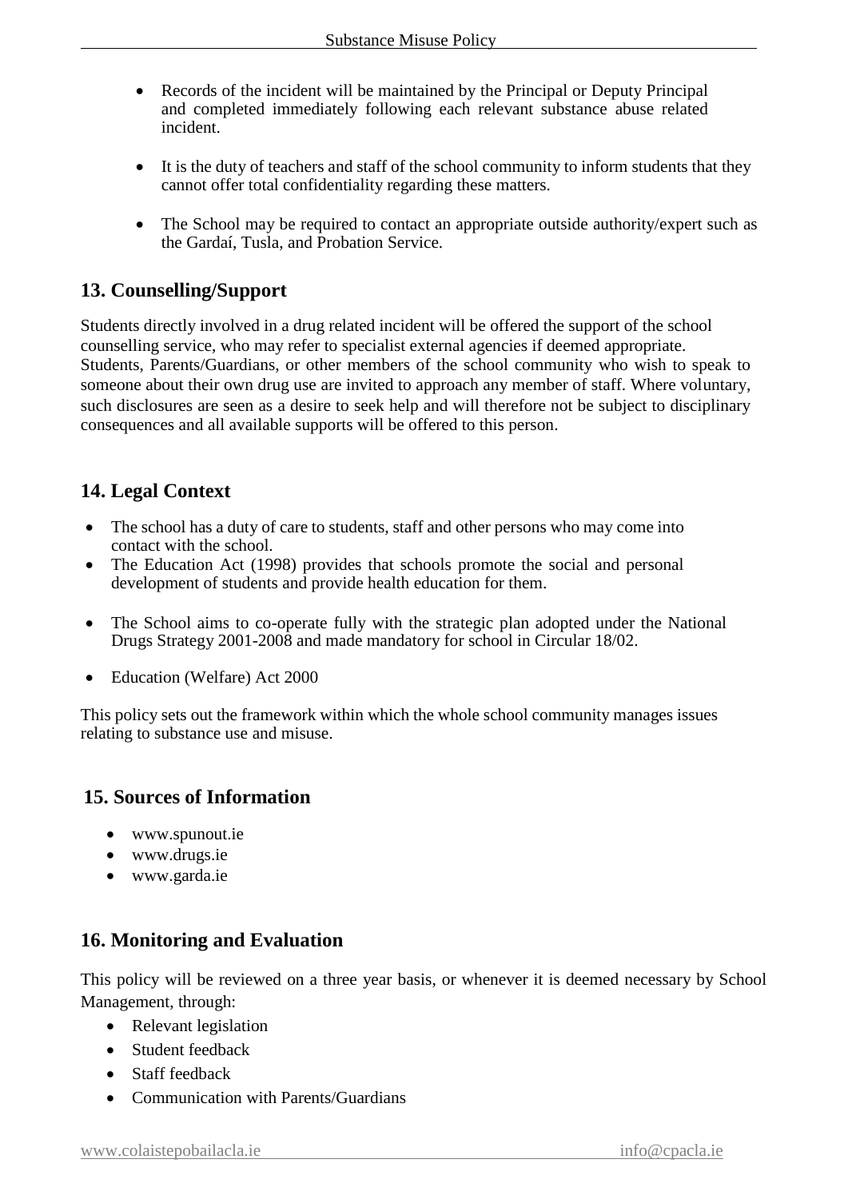- Records of the incident will be maintained by the Principal or Deputy Principal and completed immediately following each relevant substance abuse related incident.

- It is the duty of teachers and staff of the school community to inform students that they cannot offer total confidentiality regarding these matters.

- The School may be required to contact an appropriate outside authority/expert such as the Gardaí, Tusla, and Probation Service.

## 13. Counselling/Support

Students directly involved in a drug related incident will be offered the support of the school counselling service, who may refer to specialist external agencies if deemed appropriate. Students, Parents/Guardians, or other members of the school community who wish to speak to someone about their own drug use are invited to approach any member of staff. Where voluntary, such disclosures are seen as a desire to seek help and will therefore not be subject to disciplinary consequences and all available supports will be offered to this person.

## 14. Legal Context

- The school has a duty of care to students, staff and other persons who may come into contact with the school.
- The Education Act (1998) provides that schools promote the social and personal development of students and provide health education for them.

- The School aims to co-operate fully with the strategic plan adopted under the National Drugs Strategy 2001-2008 and made mandatory for school in Circular 18/02.

- Education (Welfare) Act 2000

This policy sets out the framework within which the whole school community manages issues relating to substance use and misuse.

## 15. Sources of Information

- www.spunout.ie
- www.drugs.ie
- www.garda.ie

## 16. Monitoring and Evaluation

This policy will be reviewed on a three year basis, or whenever it is deemed necessary by School Management, through:

- Relevant legislation
- Student feedback
- Staff feedback
- Communication with Parents/Guardians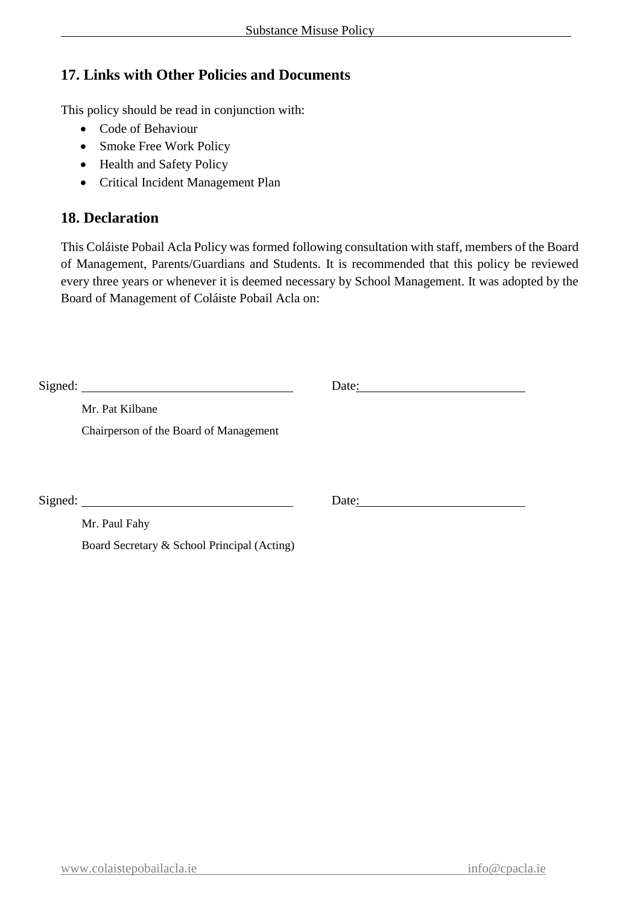## 17. Links with Other Policies and Documents

This policy should be read in conjunction with:

- Code of Behaviour
- Smoke Free Work Policy
- Health and Safety Policy
- Critical Incident Management Plan

## 18. Declaration

This Coláiste Pobail Acla Policy was formed following consultation with staff, members of the Board of Management, Parents/Guardians and Students. It is recommended that this policy be reviewed every three years or whenever it is deemed necessary by School Management. It was adopted by the Board of Management of Coláiste Pobail Acla on:

Signed: ______________________________ Date: ________________________

Mr. Pat Kilbane

Chairperson of the Board of Management

Signed: ______________________________ Date: ________________________

Mr. Paul Fahy

Board Secretary & School Principal (Acting)